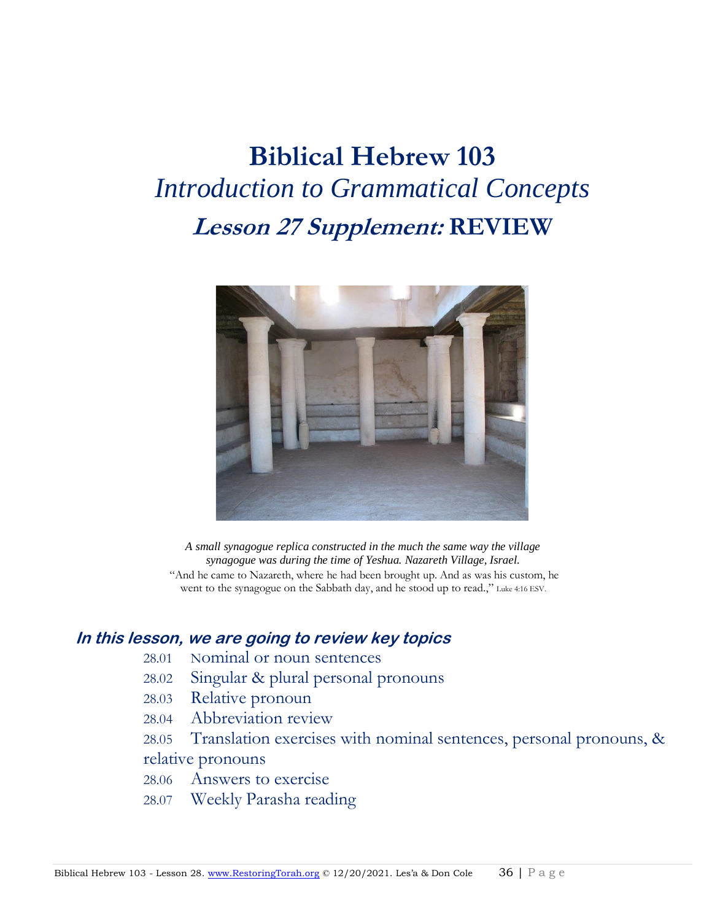# Biblical Hebrew 103

## *Introduction to Grammatical Concepts*

## *Lesson 27 Supplement:* REVIEW

*A small synagogue replica constructed in the much the same way the village synagogue was during the time of Yeshua. Nazareth Village, Israel.*

"And he came to Nazareth, where he had been brought up. And as was his custom, he went to the synagogue on the Sabbath day, and he stood up to read.," Luke 4:16 ESV.

### *In this lesson, we are going to review key topics*

28.01 Nominal or noun sentences

28.02 Singular & plural personal pronouns

28.03 Relative pronoun

28.04 Abbreviation review

28.05 Translation exercises with nominal sentences, personal pronouns, & relative pronouns

28.06 Answers to exercise

28.07 Weekly Parasha reading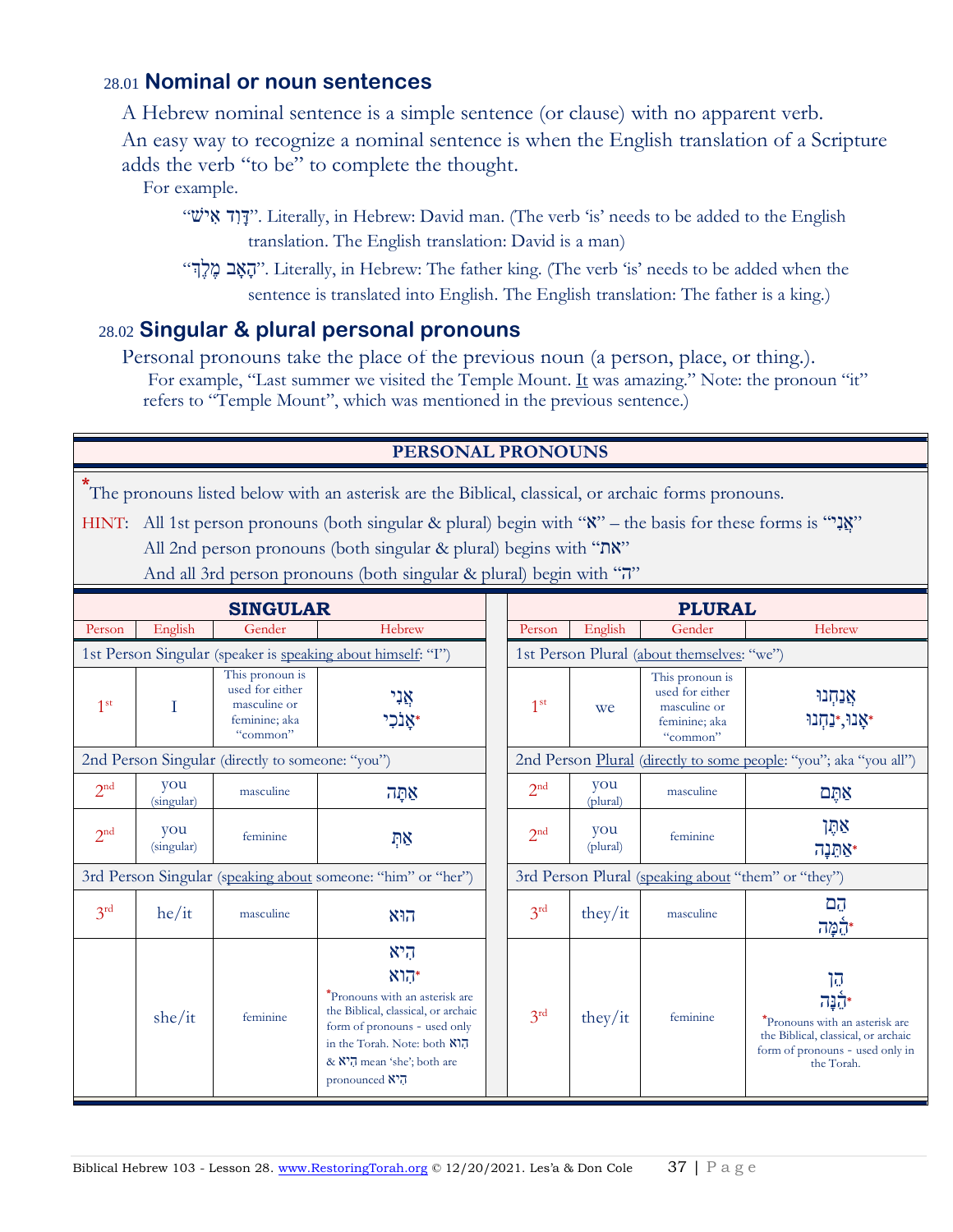### 28.01 Nominal or noun sentences

A Hebrew nominal sentence is a simple sentence (or clause) with no apparent verb.
An easy way to recognize a nominal sentence is when the English translation of a Scripture adds the verb "to be" to complete the thought.

For example.

"דָּוִד אִישׁ". Literally, in Hebrew: David man. (The verb 'is' needs to be added to the English translation. The English translation: David is a man)

"הָאָב מֶלֶךְ". Literally, in Hebrew: The father king. (The verb 'is' needs to be added when the sentence is translated into English. The English translation: The father is a king.)

### 28.02 Singular & plural personal pronouns

Personal pronouns take the place of the previous noun (a person, place, or thing.).

For example, "Last summer we visited the Temple Mount. It was amazing." Note: the pronoun "it" refers to "Temple Mount", which was mentioned in the previous sentence.)

**PERSONAL PRONOUNS**

*The pronouns listed below with an asterisk are the Biblical, classical, or archaic forms pronouns.

HINT: All 1st person pronouns (both singular & plural) begin with "א" – the basis for these forms is "אֲנִי"
All 2nd person pronouns (both singular & plural) begins with "את"
And all 3rd person pronouns (both singular & plural) begin with "ה"

| SINGULAR | | | | PLURAL | | | |
|---|---|---|---|---|---|---|---|
| Person | English | Gender | Hebrew | Person | English | Gender | Hebrew |
| 1st Person Singular (speaker is speaking about himself: "I") | | | | 1st Person Plural (about themselves: "we") | | | |
| 1st | I | This pronoun is used for either masculine or feminine; aka "common" | אֲנִי<br>אָנֹכִי* | 1st | we | This pronoun is used for either masculine or feminine; aka "common" | אֲנַחְנוּ<br>אָנוּ*,נַחְנוּ* |
| 2nd Person Singular (directly to someone: "you") | | | | 2nd Person Plural (directly to some people: "you"; aka "you all") | | | |
| 2nd | you (singular) | masculine | אַתָּה | 2nd | you (plural) | masculine | אַתֶּם |
| 2nd | you (singular) | feminine | אַתְּ | 2nd | you (plural) | feminine | אַתֶּן<br>אַתֵּנָה* |
| 3rd Person Singular (speaking about someone: "him" or "her") | | | | 3rd Person Plural (speaking about "them" or "they") | | | |
| 3rd | he/it | masculine | הוּא | 3rd | they/it | masculine | הֵם<br>הֵמָּה* |
| | she/it | feminine | הִיא<br>הִוא*<br>*Pronouns with an asterisk are the Biblical, classical, or archaic form of pronouns - used only in the Torah. Note: both הִוא & הִיא mean 'she'; both are pronounced הִיא | 3rd | they/it | feminine | הֵן<br>הֵנָּה*<br>*Pronouns with an asterisk are the Biblical, classical, or archaic form of pronouns - used only in the Torah. |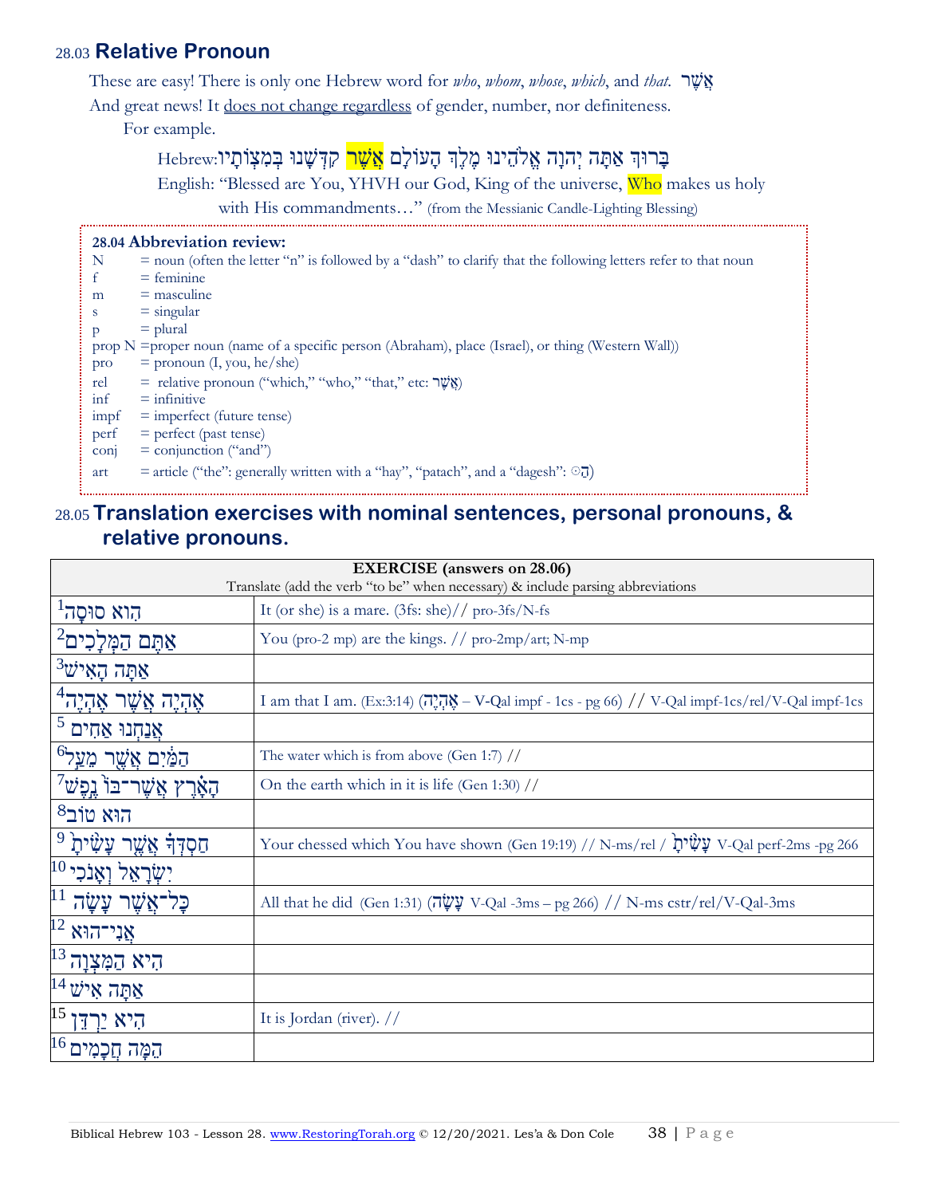## 28.03 Relative Pronoun

These are easy! There is only one Hebrew word for *who*, *whom*, *whose*, *which*, and *that*. אֲשֶׁר

And great news! It does not change regardless of gender, number, nor definiteness.

For example.

Hebrew: בָּרוּךְ אַתָּה יְהוָה אֱלֹהֵינוּ מֶלֶךְ הָעוֹלָם **אֲשֶׁר** קִדְּשָׁנוּ בְּמִצְוֹתָיו

English: "Blessed are You, YHVH our God, King of the universe, **Who** makes us holy with His commandments…" (from the Messianic Candle-Lighting Blessing)

**28.04 Abbreviation review:**

- N = noun (often the letter "n" is followed by a "dash" to clarify that the following letters refer to that noun
- f = feminine
- m = masculine
- s = singular
- p = plural
- prop N = proper noun (name of a specific person (Abraham), place (Israel), or thing (Western Wall))
- pro = pronoun (I, you, he/she)
- rel = relative pronoun ("which," "who," "that," etc: אֲשֶׁר)
- inf = infinitive
- impf = imperfect (future tense)
- perf = perfect (past tense)
- conj = conjunction ("and")
- art = article ("the": generally written with a "hay", "patach", and a "dagesh": ◌הַ)

## 28.05 Translation exercises with nominal sentences, personal pronouns, & relative pronouns.

| **EXERCISE (answers on 28.06)** Translate (add the verb "to be" when necessary) & include parsing abbreviations | |
|---|---|
| 1 הִוא סוּסָה | It (or she) is a mare. (3fs: she)// pro-3fs/N-fs |
| 2 אַתֶּם הַמְּלָכִים | You (pro-2 mp) are the kings. // pro-2mp/art; N-mp |
| 3 אַתָּה הָאִישׁ | |
| 4 אֶהְיֶה אֲשֶׁר אֶהְיֶה | I am that I am. (Ex:3:14) (אֶהְיֶה – V-Qal impf - 1cs - pg 66) // V-Qal impf-1cs/rel/V-Qal impf-1cs |
| 5 אֲנַחְנוּ אַחִים | |
| 6 הַמַּיִם אֲשֶׁר מֵעַל | The water which is from above (Gen 1:7) // |
| 7 הָאָרֶץ אֲשֶׁר־בּוֹ נֶפֶשׁ | On the earth which in it is life (Gen 1:30) // |
| 8 הוּא טוֹב | |
| 9 חַסְדְּךָ אֲשֶׁר עָשִׂיתָ | Your chessed which You have shown (Gen 19:19) // N-ms/rel / עָשִׂיתָ V-Qal perf-2ms -pg 266 |
| 10 יִשְׂרָאֵל וְאָנֹכִי | |
| 11 כָּל־אֲשֶׁר עָשָׂה | All that he did (Gen 1:31) (עָשָׂה V-Qal -3ms – pg 266) // N-ms cstr/rel/V-Qal-3ms |
| 12 אֲנִי־הוּא | |
| 13 הִיא הַמִּצְוָה | |
| 14 אַתָּה אִישׁ | |
| 15 הִיא יַרְדֵּן | It is Jordan (river). // |
| 16 הֵמָּה חֲכָמִים | |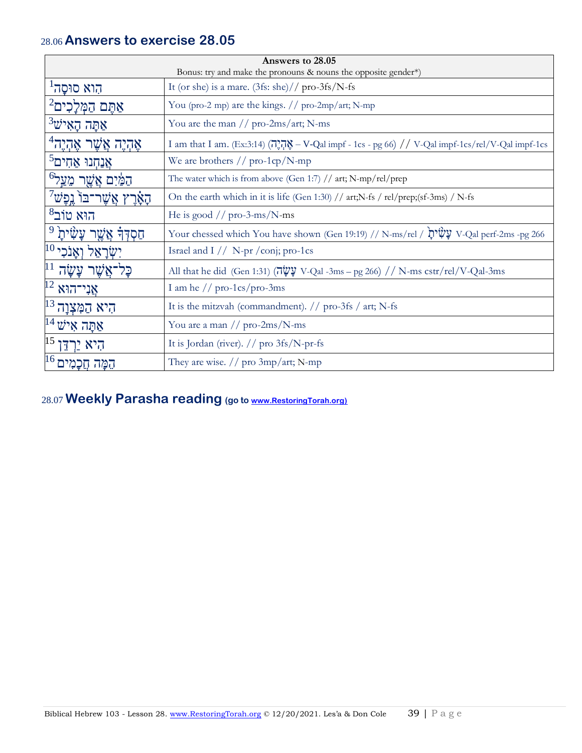## 28.06 Answers to exercise 28.05

| Answers to 28.05<br>Bonus: try and make the pronouns & nouns the opposite gender*) | |
|---|---|
| [1]הִוא סוּסָה | It (or she) is a mare. (3fs: she)// pro-3fs/N-fs |
| [2]אַתֶּם הַמְּלָכִים | You (pro-2 mp) are the kings. // pro-2mp/art; N-mp |
| [3]אַתָּה הָאִישׁ | You are the man // pro-2ms/art; N-ms |
| [4]אֶהְיֶה אֲשֶׁר אֶהְיֶה | I am that I am. (Ex:3:14) (אֶהְיֶה – V-Qal impf - 1cs - pg 66) // V-Qal impf-1cs/rel/V-Qal impf-1cs |
| [5]אֲנַחְנוּ אַחִים | We are brothers // pro-1cp/N-mp |
| [6]הַמַּיִם אֲשֶׁר מֵעַל | The water which is from above (Gen 1:7) // art; N-mp/rel/prep |
| [7]הָאָרֶץ אֲשֶׁר־בּוֹ נֶפֶשׁ | On the earth which in it is life (Gen 1:30) // art;N-fs / rel/prep;(sf-3ms) / N-fs |
| [8]הוּא טוֹב | He is good // pro-3-ms/N-ms |
| [9] חַסְדְּךָ אֲשֶׁר עָשִׂיתָ | Your chessed which You have shown (Gen 19:19) // N-ms/rel / עָשִׂיתָ V-Qal perf-2ms -pg 266 |
| [10] יִשְׂרָאֵל וְאָנֹכִי | Israel and I // N-pr /conj; pro-1cs |
| [11] כָּל־אֲשֶׁר עָשָׂה | All that he did (Gen 1:31) (עָשָׂה V-Qal -3ms – pg 266) // N-ms cstr/rel/V-Qal-3ms |
| [12] אֲנִי־הוּא | I am he // pro-1cs/pro-3ms |
| [13] הִיא הַמִּצְוָה | It is the mitzvah (commandment). // pro-3fs / art; N-fs |
| [14] אַתָּה אִישׁ | You are a man // pro-2ms/N-ms |
| [15] הִיא יַרְדֵּן | It is Jordan (river). // pro 3fs/N-pr-fs |
| [16] הֵמָּה חֲכָמִים | They are wise. // pro 3mp/art; N-mp |

## 28.07 Weekly Parasha reading (go to www.RestoringTorah.org)